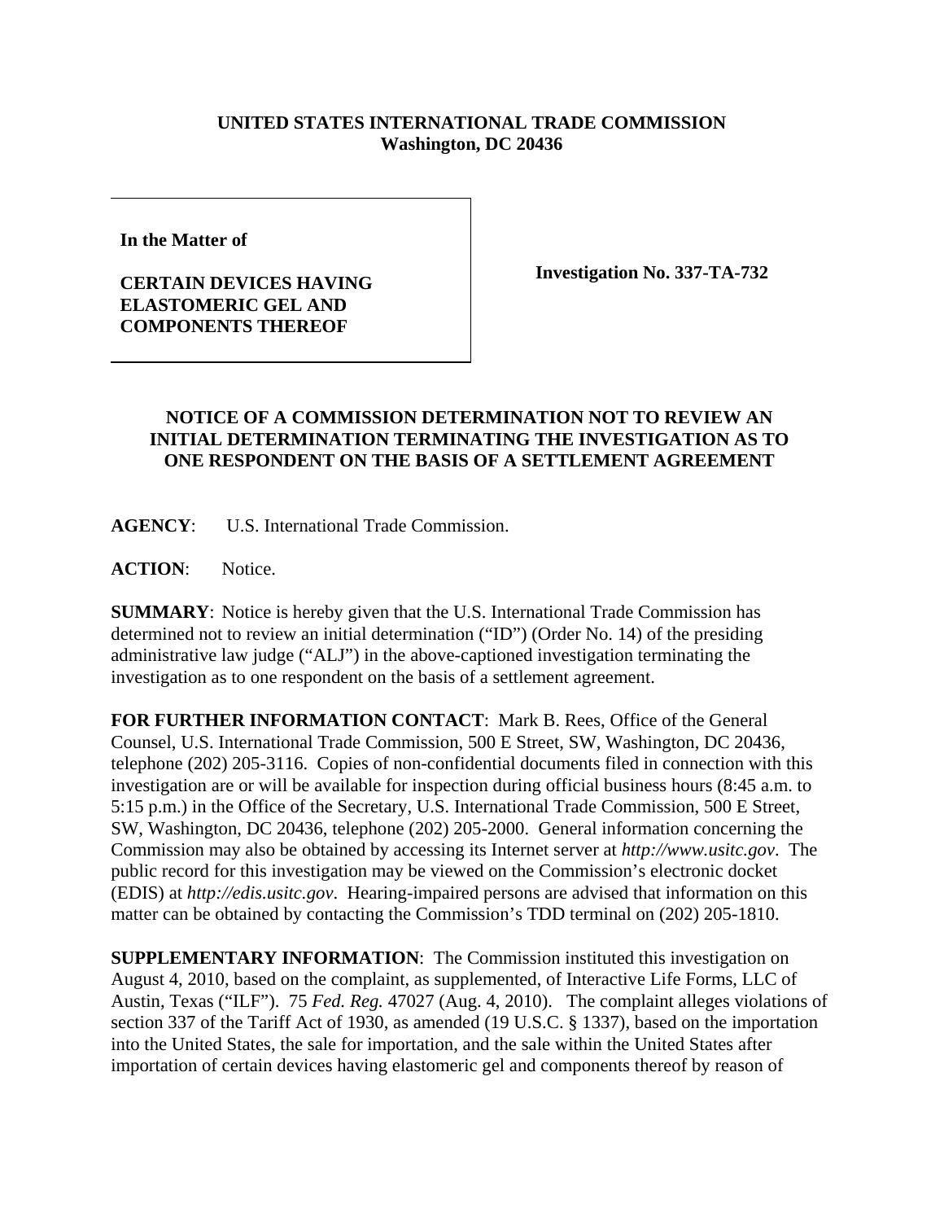**UNITED STATES INTERNATIONAL TRADE COMMISSION**
**Washington, DC 20436**

**In the Matter of**

**CERTAIN DEVICES HAVING ELASTOMERIC GEL AND COMPONENTS THEREOF**

**Investigation No. 337-TA-732**

## NOTICE OF A COMMISSION DETERMINATION NOT TO REVIEW AN INITIAL DETERMINATION TERMINATING THE INVESTIGATION AS TO ONE RESPONDENT ON THE BASIS OF A SETTLEMENT AGREEMENT

**AGENCY**: U.S. International Trade Commission.

**ACTION**: Notice.

**SUMMARY**: Notice is hereby given that the U.S. International Trade Commission has determined not to review an initial determination ("ID") (Order No. 14) of the presiding administrative law judge ("ALJ") in the above-captioned investigation terminating the investigation as to one respondent on the basis of a settlement agreement.

**FOR FURTHER INFORMATION CONTACT**: Mark B. Rees, Office of the General Counsel, U.S. International Trade Commission, 500 E Street, SW, Washington, DC 20436, telephone (202) 205-3116. Copies of non-confidential documents filed in connection with this investigation are or will be available for inspection during official business hours (8:45 a.m. to 5:15 p.m.) in the Office of the Secretary, U.S. International Trade Commission, 500 E Street, SW, Washington, DC 20436, telephone (202) 205-2000. General information concerning the Commission may also be obtained by accessing its Internet server at *http://www.usitc.gov*. The public record for this investigation may be viewed on the Commission's electronic docket (EDIS) at *http://edis.usitc.gov*. Hearing-impaired persons are advised that information on this matter can be obtained by contacting the Commission's TDD terminal on (202) 205-1810.

**SUPPLEMENTARY INFORMATION**: The Commission instituted this investigation on August 4, 2010, based on the complaint, as supplemented, of Interactive Life Forms, LLC of Austin, Texas ("ILF"). 75 *Fed. Reg.* 47027 (Aug. 4, 2010). The complaint alleges violations of section 337 of the Tariff Act of 1930, as amended (19 U.S.C. § 1337), based on the importation into the United States, the sale for importation, and the sale within the United States after importation of certain devices having elastomeric gel and components thereof by reason of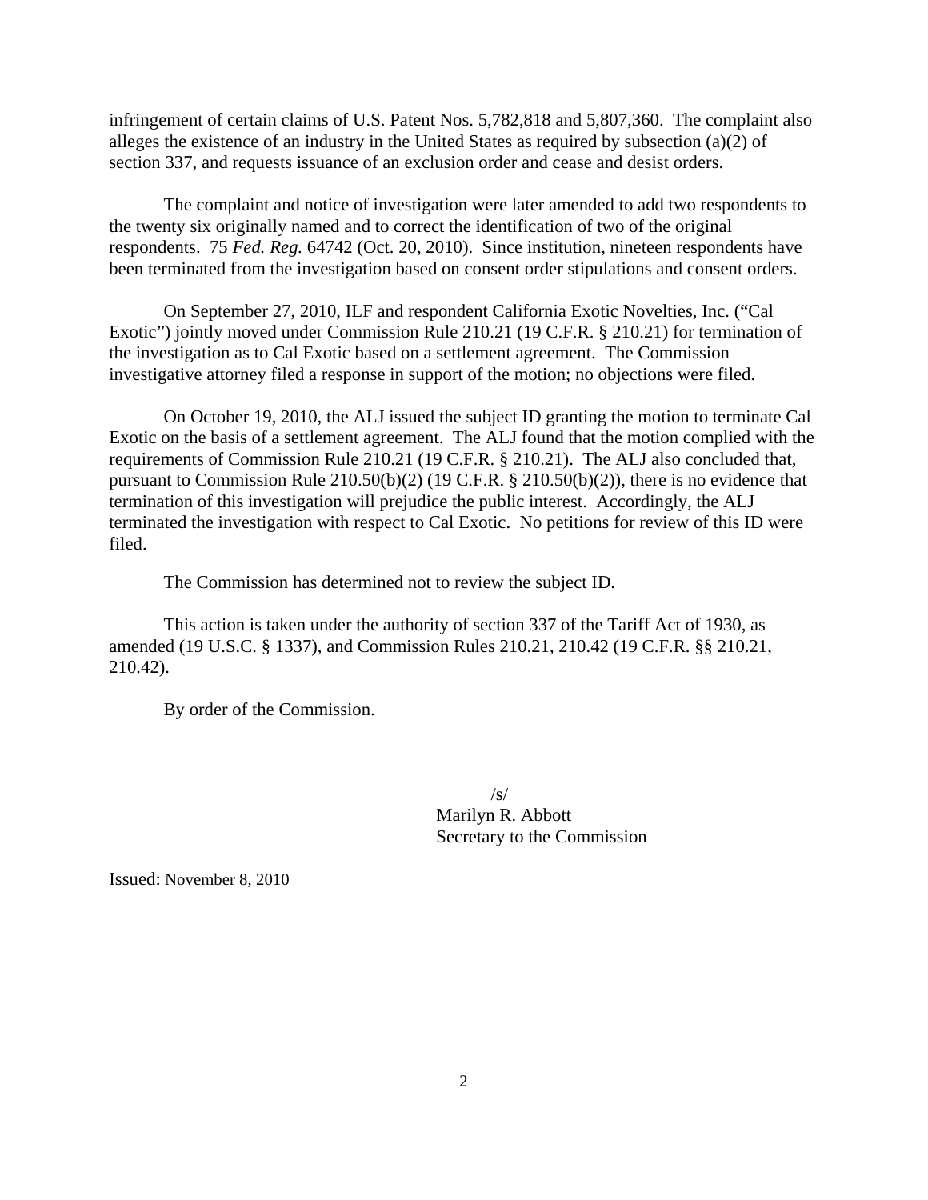infringement of certain claims of U.S. Patent Nos. 5,782,818 and 5,807,360. The complaint also alleges the existence of an industry in the United States as required by subsection (a)(2) of section 337, and requests issuance of an exclusion order and cease and desist orders.

The complaint and notice of investigation were later amended to add two respondents to the twenty six originally named and to correct the identification of two of the original respondents. 75 *Fed. Reg.* 64742 (Oct. 20, 2010). Since institution, nineteen respondents have been terminated from the investigation based on consent order stipulations and consent orders.

On September 27, 2010, ILF and respondent California Exotic Novelties, Inc. ("Cal Exotic") jointly moved under Commission Rule 210.21 (19 C.F.R. § 210.21) for termination of the investigation as to Cal Exotic based on a settlement agreement. The Commission investigative attorney filed a response in support of the motion; no objections were filed.

On October 19, 2010, the ALJ issued the subject ID granting the motion to terminate Cal Exotic on the basis of a settlement agreement. The ALJ found that the motion complied with the requirements of Commission Rule 210.21 (19 C.F.R. § 210.21). The ALJ also concluded that, pursuant to Commission Rule 210.50(b)(2) (19 C.F.R. § 210.50(b)(2)), there is no evidence that termination of this investigation will prejudice the public interest. Accordingly, the ALJ terminated the investigation with respect to Cal Exotic. No petitions for review of this ID were filed.

The Commission has determined not to review the subject ID.

This action is taken under the authority of section 337 of the Tariff Act of 1930, as amended (19 U.S.C. § 1337), and Commission Rules 210.21, 210.42 (19 C.F.R. §§ 210.21, 210.42).

By order of the Commission.

/s/
Marilyn R. Abbott
Secretary to the Commission

Issued: November 8, 2010